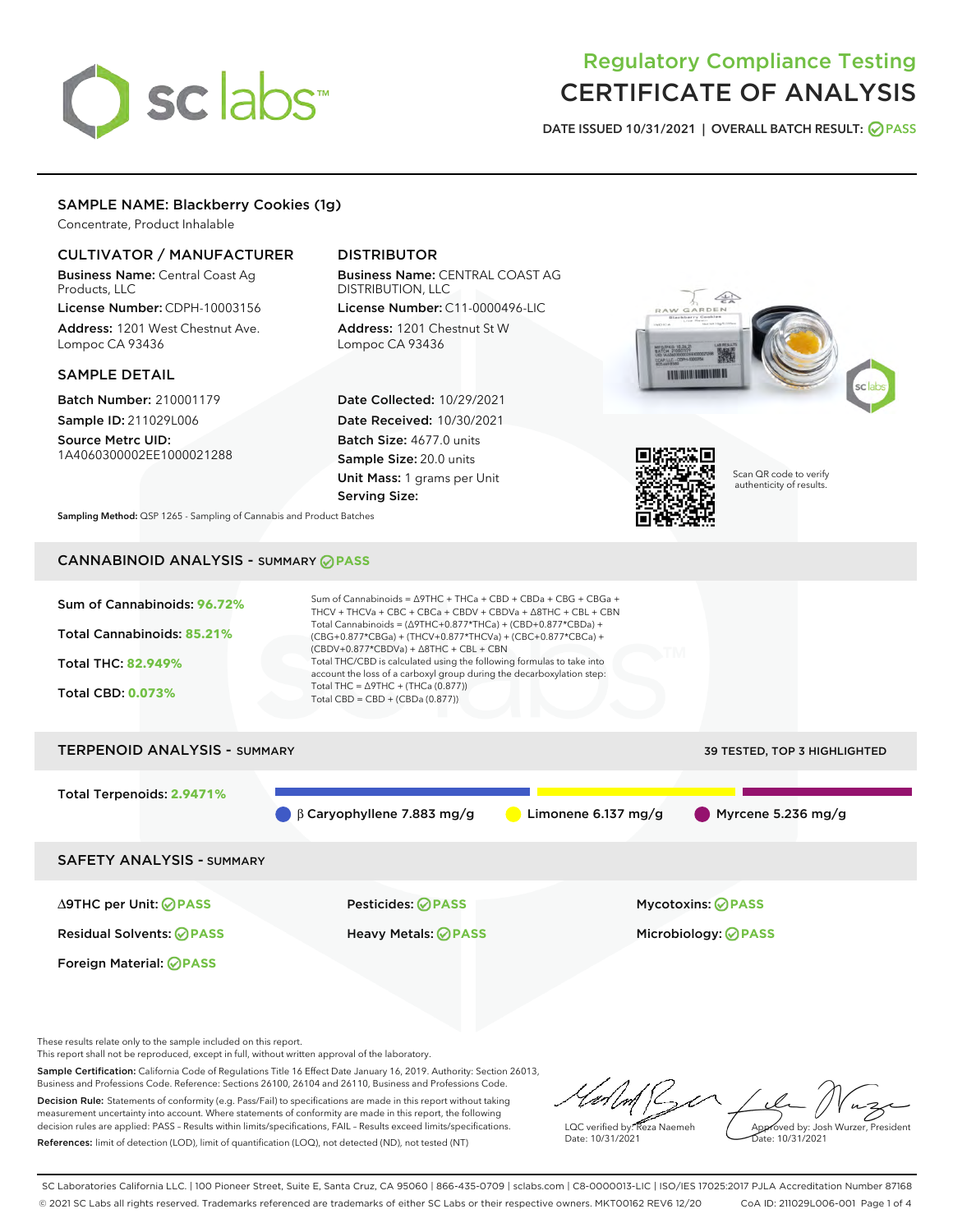# Regulatory Compliance Testing
# CERTIFICATE OF ANALYSIS

**DATE ISSUED 10/31/2021 | OVERALL BATCH RESULT: PASS**

## SAMPLE NAME: Blackberry Cookies (1g)

Concentrate, Product Inhalable

### CULTIVATOR / MANUFACTURER

**Business Name:** Central Coast Ag Products, LLC

**License Number:** CDPH-10003156

**Address:** 1201 West Chestnut Ave. Lompoc CA 93436

### DISTRIBUTOR

**Business Name:** CENTRAL COAST AG DISTRIBUTION, LLC

**License Number:** C11-0000496-LIC

**Address:** 1201 Chestnut St W Lompoc CA 93436

### SAMPLE DETAIL

**Batch Number:** 210001179

**Sample ID:** 211029L006

**Source Metrc UID:** 1A4060300002EE1000021288

**Date Collected:** 10/29/2021

**Date Received:** 10/30/2021

**Batch Size:** 4677.0 units

**Sample Size:** 20.0 units

**Unit Mass:** 1 grams per Unit

**Serving Size:**

Scan QR code to verify authenticity of results.

**Sampling Method:** QSP 1265 - Sampling of Cannabis and Product Batches

## CANNABINOID ANALYSIS - SUMMARY PASS

**Sum of Cannabinoids: 96.72%**

**Total Cannabinoids: 85.21%**

**Total THC: 82.949%**

**Total CBD: 0.073%**

Sum of Cannabinoids = Δ9THC + THCa + CBD + CBDa + CBG + CBGa + THCV + THCVa + CBC + CBCa + CBDV + CBDVa + Δ8THC + CBL + CBN

Total Cannabinoids = (Δ9THC+0.877*THCa) + (CBD+0.877*CBDa) + (CBG+0.877*CBGa) + (THCV+0.877*THCVa) + (CBC+0.877*CBCa) + (CBDV+0.877*CBDVa) + Δ8THC + CBL + CBN

Total THC/CBD is calculated using the following formulas to take into account the loss of a carboxyl group during the decarboxylation step:

Total THC = Δ9THC + (THCa (0.877))

Total CBD = CBD + (CBDa (0.877))

## TERPENOID ANALYSIS - SUMMARY

39 TESTED, TOP 3 HIGHLIGHTED

**Total Terpenoids: 2.9471%**

β Caryophyllene 7.883 mg/g | Limonene 6.137 mg/g | Myrcene 5.236 mg/g

## SAFETY ANALYSIS - SUMMARY

| | | |
|---|---|---|
| Δ9THC per Unit: PASS | Pesticides: PASS | Mycotoxins: PASS |
| Residual Solvents: PASS | Heavy Metals: PASS | Microbiology: PASS |
| Foreign Material: PASS | | |

These results relate only to the sample included on this report.

This report shall not be reproduced, except in full, without written approval of the laboratory.

**Sample Certification:** California Code of Regulations Title 16 Effect Date January 16, 2019. Authority: Section 26013, Business and Professions Code. Reference: Sections 26100, 26104 and 26110, Business and Professions Code.

**Decision Rule:** Statements of conformity (e.g. Pass/Fail) to specifications are made in this report without taking measurement uncertainty into account. Where statements of conformity are made in this report, the following decision rules are applied: PASS – Results within limits/specifications, FAIL – Results exceed limits/specifications.

**References:** limit of detection (LOD), limit of quantification (LOQ), not detected (ND), not tested (NT)

LQC verified by: Reza Naemeh
Date: 10/31/2021

Approved by: Josh Wurzer, President
Date: 10/31/2021

SC Laboratories California LLC. | 100 Pioneer Street, Suite E, Santa Cruz, CA 95060 | 866-435-0709 | sclabs.com | C8-0000013-LIC | ISO/IES 17025:2017 PJLA Accreditation Number 87168

© 2021 SC Labs all rights reserved. Trademarks referenced are trademarks of either SC Labs or their respective owners. MKT00162 REV6 12/20 CoA ID: 211029L006-001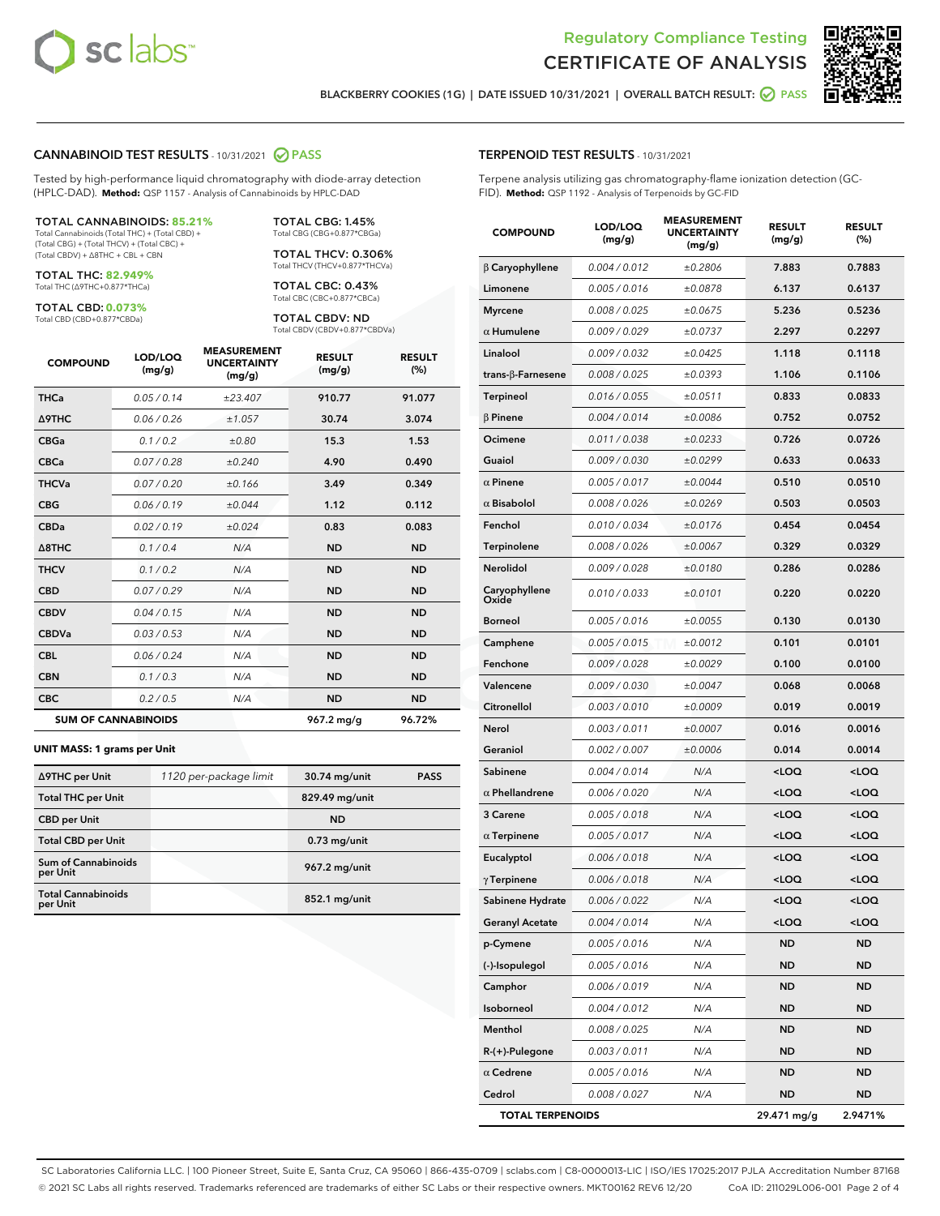# Regulatory Compliance Testing
# CERTIFICATE OF ANALYSIS

BLACKBERRY COOKIES (1G) | DATE ISSUED 10/31/2021 | OVERALL BATCH RESULT: PASS

## CANNABINOID TEST RESULTS - 10/31/2021 PASS

Tested by high-performance liquid chromatography with diode-array detection (HPLC-DAD). **Method:** QSP 1157 - Analysis of Cannabinoids by HPLC-DAD

**TOTAL CANNABINOIDS: 85.21%**
Total Cannabinoids (Total THC) + (Total CBD) + (Total CBG) + (Total THCV) + (Total CBC) + (Total CBDV) + Δ8THC + CBL + CBN

**TOTAL THC: 82.949%**
Total THC (Δ9THC+0.877*THCa)

**TOTAL CBD: 0.073%**
Total CBD (CBD+0.877*CBDa)

**TOTAL CBG: 1.45%**
Total CBG (CBG+0.877*CBGa)

**TOTAL THCV: 0.306%**
Total THCV (THCV+0.877*THCVa)

**TOTAL CBC: 0.43%**
Total CBC (CBC+0.877*CBCa)

**TOTAL CBDV: ND**
Total CBDV (CBDV+0.877*CBDVa)

| COMPOUND | LOD/LOQ (mg/g) | MEASUREMENT UNCERTAINTY (mg/g) | RESULT (mg/g) | RESULT (%) |
|---|---|---|---|---|
| THCa | 0.05 / 0.14 | ±23.407 | 910.77 | 91.077 |
| Δ9THC | 0.06 / 0.26 | ±1.057 | 30.74 | 3.074 |
| CBGa | 0.1 / 0.2 | ±0.80 | 15.3 | 1.53 |
| CBCa | 0.07 / 0.28 | ±0.240 | 4.90 | 0.490 |
| THCVa | 0.07 / 0.20 | ±0.166 | 3.49 | 0.349 |
| CBG | 0.06 / 0.19 | ±0.044 | 1.12 | 0.112 |
| CBDa | 0.02 / 0.19 | ±0.024 | 0.83 | 0.083 |
| Δ8THC | 0.1 / 0.4 | N/A | ND | ND |
| THCV | 0.1 / 0.2 | N/A | ND | ND |
| CBD | 0.07 / 0.29 | N/A | ND | ND |
| CBDV | 0.04 / 0.15 | N/A | ND | ND |
| CBDVa | 0.03 / 0.53 | N/A | ND | ND |
| CBL | 0.06 / 0.24 | N/A | ND | ND |
| CBN | 0.1 / 0.3 | N/A | ND | ND |
| CBC | 0.2 / 0.5 | N/A | ND | ND |
| **SUM OF CANNABINOIDS** | | | 967.2 mg/g | 96.72% |

**UNIT MASS: 1 grams per Unit**

| | | | |
|---|---|---|---|
| Δ9THC per Unit | 1120 per-package limit | 30.74 mg/unit | PASS |
| Total THC per Unit | | 829.49 mg/unit | |
| CBD per Unit | | ND | |
| Total CBD per Unit | | 0.73 mg/unit | |
| Sum of Cannabinoids per Unit | | 967.2 mg/unit | |
| Total Cannabinoids per Unit | | 852.1 mg/unit | |

## TERPENOID TEST RESULTS - 10/31/2021

Terpene analysis utilizing gas chromatography-flame ionization detection (GC-FID). **Method:** QSP 1192 - Analysis of Terpenoids by GC-FID

| COMPOUND | LOD/LOQ (mg/g) | MEASUREMENT UNCERTAINTY (mg/g) | RESULT (mg/g) | RESULT (%) |
|---|---|---|---|---|
| β Caryophyllene | 0.004 / 0.012 | ±0.2806 | 7.883 | 0.7883 |
| Limonene | 0.005 / 0.016 | ±0.0878 | 6.137 | 0.6137 |
| Myrcene | 0.008 / 0.025 | ±0.0675 | 5.236 | 0.5236 |
| α Humulene | 0.009 / 0.029 | ±0.0737 | 2.297 | 0.2297 |
| Linalool | 0.009 / 0.032 | ±0.0425 | 1.118 | 0.1118 |
| trans-β-Farnesene | 0.008 / 0.025 | ±0.0393 | 1.106 | 0.1106 |
| Terpineol | 0.016 / 0.055 | ±0.0511 | 0.833 | 0.0833 |
| β Pinene | 0.004 / 0.014 | ±0.0086 | 0.752 | 0.0752 |
| Ocimene | 0.011 / 0.038 | ±0.0233 | 0.726 | 0.0726 |
| Guaiol | 0.009 / 0.030 | ±0.0299 | 0.633 | 0.0633 |
| α Pinene | 0.005 / 0.017 | ±0.0044 | 0.510 | 0.0510 |
| α Bisabolol | 0.008 / 0.026 | ±0.0269 | 0.503 | 0.0503 |
| Fenchol | 0.010 / 0.034 | ±0.0176 | 0.454 | 0.0454 |
| Terpinolene | 0.008 / 0.026 | ±0.0067 | 0.329 | 0.0329 |
| Nerolidol | 0.009 / 0.028 | ±0.0180 | 0.286 | 0.0286 |
| Caryophyllene Oxide | 0.010 / 0.033 | ±0.0101 | 0.220 | 0.0220 |
| Borneol | 0.005 / 0.016 | ±0.0055 | 0.130 | 0.0130 |
| Camphene | 0.005 / 0.015 | ±0.0012 | 0.101 | 0.0101 |
| Fenchone | 0.009 / 0.028 | ±0.0029 | 0.100 | 0.0100 |
| Valencene | 0.009 / 0.030 | ±0.0047 | 0.068 | 0.0068 |
| Citronellol | 0.003 / 0.010 | ±0.0009 | 0.019 | 0.0019 |
| Nerol | 0.003 / 0.011 | ±0.0007 | 0.016 | 0.0016 |
| Geraniol | 0.002 / 0.007 | ±0.0006 | 0.014 | 0.0014 |
| Sabinene | 0.004 / 0.014 | N/A | <LOQ | <LOQ |
| α Phellandrene | 0.006 / 0.020 | N/A | <LOQ | <LOQ |
| 3 Carene | 0.005 / 0.018 | N/A | <LOQ | <LOQ |
| α Terpinene | 0.005 / 0.017 | N/A | <LOQ | <LOQ |
| Eucalyptol | 0.006 / 0.018 | N/A | <LOQ | <LOQ |
| γ Terpinene | 0.006 / 0.018 | N/A | <LOQ | <LOQ |
| Sabinene Hydrate | 0.006 / 0.022 | N/A | <LOQ | <LOQ |
| Geranyl Acetate | 0.004 / 0.014 | N/A | <LOQ | <LOQ |
| p-Cymene | 0.005 / 0.016 | N/A | ND | ND |
| (-)-Isopulegol | 0.005 / 0.016 | N/A | ND | ND |
| Camphor | 0.006 / 0.019 | N/A | ND | ND |
| Isoborneol | 0.004 / 0.012 | N/A | ND | ND |
| Menthol | 0.008 / 0.025 | N/A | ND | ND |
| R-(+)-Pulegone | 0.003 / 0.011 | N/A | ND | ND |
| α Cedrene | 0.005 / 0.016 | N/A | ND | ND |
| Cedrol | 0.008 / 0.027 | N/A | ND | ND |
| **TOTAL TERPENOIDS** | | | 29.471 mg/g | 2.9471% |

SC Laboratories California LLC. | 100 Pioneer Street, Suite E, Santa Cruz, CA 95060 | 866-435-0709 | sclabs.com | C8-0000013-LIC | ISO/IES 17025:2017 PJLA Accreditation Number 87168
© 2021 SC Labs all rights reserved. Trademarks referenced are trademarks of either SC Labs or their respective owners. MKT00162 REV6 12/20 CoA ID: 211029L006-001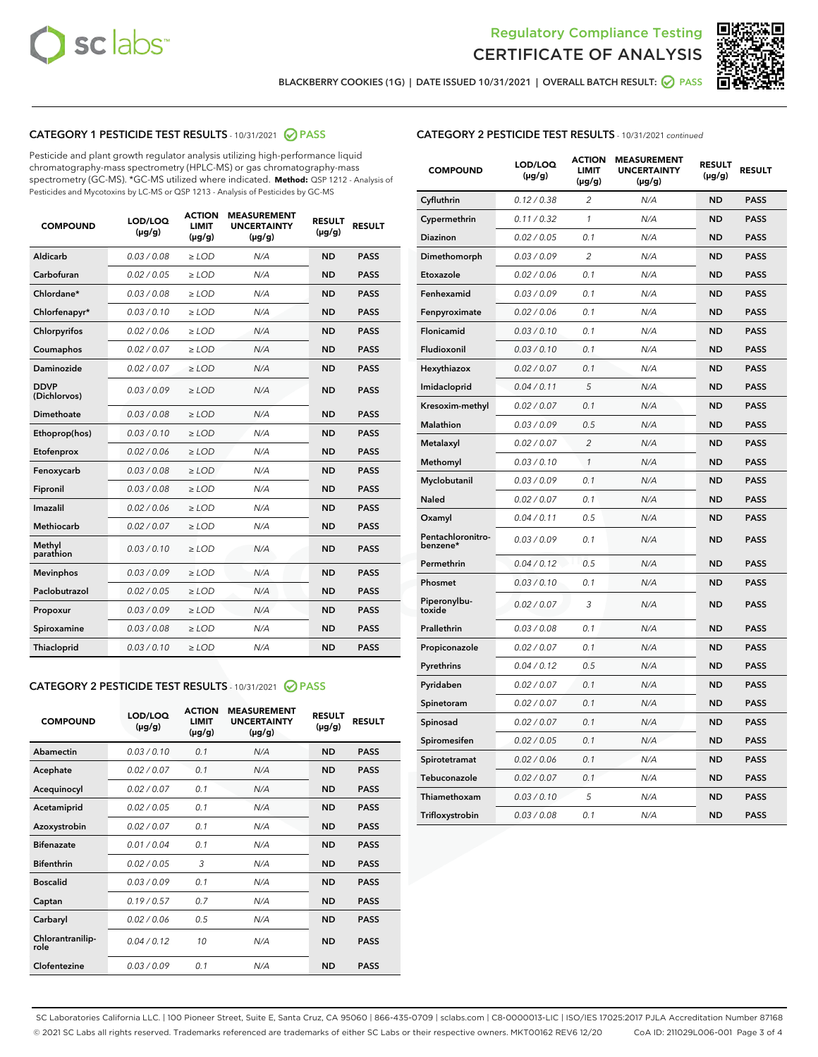Regulatory Compliance Testing

# CERTIFICATE OF ANALYSIS

BLACKBERRY COOKIES (1G) | DATE ISSUED 10/31/2021 | OVERALL BATCH RESULT: PASS

## CATEGORY 1 PESTICIDE TEST RESULTS - 10/31/2021 PASS

Pesticide and plant growth regulator analysis utilizing high-performance liquid chromatography-mass spectrometry (HPLC-MS) or gas chromatography-mass spectrometry (GC-MS). *GC-MS utilized where indicated. **Method:** QSP 1212 - Analysis of Pesticides and Mycotoxins by LC-MS or QSP 1213 - Analysis of Pesticides by GC-MS

| COMPOUND | LOD/LOQ (µg/g) | ACTION LIMIT (µg/g) | MEASUREMENT UNCERTAINTY (µg/g) | RESULT (µg/g) | RESULT |
|---|---|---|---|---|---|
| Aldicarb | 0.03 / 0.08 | ≥ LOD | N/A | ND | PASS |
| Carbofuran | 0.02 / 0.05 | ≥ LOD | N/A | ND | PASS |
| Chlordane* | 0.03 / 0.08 | ≥ LOD | N/A | ND | PASS |
| Chlorfenapyr* | 0.03 / 0.10 | ≥ LOD | N/A | ND | PASS |
| Chlorpyrifos | 0.02 / 0.06 | ≥ LOD | N/A | ND | PASS |
| Coumaphos | 0.02 / 0.07 | ≥ LOD | N/A | ND | PASS |
| Daminozide | 0.02 / 0.07 | ≥ LOD | N/A | ND | PASS |
| DDVP (Dichlorvos) | 0.03 / 0.09 | ≥ LOD | N/A | ND | PASS |
| Dimethoate | 0.03 / 0.08 | ≥ LOD | N/A | ND | PASS |
| Ethoprop(hos) | 0.03 / 0.10 | ≥ LOD | N/A | ND | PASS |
| Etofenprox | 0.02 / 0.06 | ≥ LOD | N/A | ND | PASS |
| Fenoxycarb | 0.03 / 0.08 | ≥ LOD | N/A | ND | PASS |
| Fipronil | 0.03 / 0.08 | ≥ LOD | N/A | ND | PASS |
| Imazalil | 0.02 / 0.06 | ≥ LOD | N/A | ND | PASS |
| Methiocarb | 0.02 / 0.07 | ≥ LOD | N/A | ND | PASS |
| Methyl parathion | 0.03 / 0.10 | ≥ LOD | N/A | ND | PASS |
| Mevinphos | 0.03 / 0.09 | ≥ LOD | N/A | ND | PASS |
| Paclobutrazol | 0.02 / 0.05 | ≥ LOD | N/A | ND | PASS |
| Propoxur | 0.03 / 0.09 | ≥ LOD | N/A | ND | PASS |
| Spiroxamine | 0.03 / 0.08 | ≥ LOD | N/A | ND | PASS |
| Thiacloprid | 0.03 / 0.10 | ≥ LOD | N/A | ND | PASS |

## CATEGORY 2 PESTICIDE TEST RESULTS - 10/31/2021 PASS

| COMPOUND | LOD/LOQ (µg/g) | ACTION LIMIT (µg/g) | MEASUREMENT UNCERTAINTY (µg/g) | RESULT (µg/g) | RESULT |
|---|---|---|---|---|---|
| Abamectin | 0.03 / 0.10 | 0.1 | N/A | ND | PASS |
| Acephate | 0.02 / 0.07 | 0.1 | N/A | ND | PASS |
| Acequinocyl | 0.02 / 0.07 | 0.1 | N/A | ND | PASS |
| Acetamiprid | 0.02 / 0.05 | 0.1 | N/A | ND | PASS |
| Azoxystrobin | 0.02 / 0.07 | 0.1 | N/A | ND | PASS |
| Bifenazate | 0.01 / 0.04 | 0.1 | N/A | ND | PASS |
| Bifenthrin | 0.02 / 0.05 | 3 | N/A | ND | PASS |
| Boscalid | 0.03 / 0.09 | 0.1 | N/A | ND | PASS |
| Captan | 0.19 / 0.57 | 0.7 | N/A | ND | PASS |
| Carbaryl | 0.02 / 0.06 | 0.5 | N/A | ND | PASS |
| Chlorantraniliprole | 0.04 / 0.12 | 10 | N/A | ND | PASS |
| Clofentezine | 0.03 / 0.09 | 0.1 | N/A | ND | PASS |
| Cyfluthrin | 0.12 / 0.38 | 2 | N/A | ND | PASS |
| Cypermethrin | 0.11 / 0.32 | 1 | N/A | ND | PASS |
| Diazinon | 0.02 / 0.05 | 0.1 | N/A | ND | PASS |
| Dimethomorph | 0.03 / 0.09 | 2 | N/A | ND | PASS |
| Etoxazole | 0.02 / 0.06 | 0.1 | N/A | ND | PASS |
| Fenhexamid | 0.03 / 0.09 | 0.1 | N/A | ND | PASS |
| Fenpyroximate | 0.02 / 0.06 | 0.1 | N/A | ND | PASS |
| Flonicamid | 0.03 / 0.10 | 0.1 | N/A | ND | PASS |
| Fludioxonil | 0.03 / 0.10 | 0.1 | N/A | ND | PASS |
| Hexythiazox | 0.02 / 0.07 | 0.1 | N/A | ND | PASS |
| Imidacloprid | 0.04 / 0.11 | 5 | N/A | ND | PASS |
| Kresoxim-methyl | 0.02 / 0.07 | 0.1 | N/A | ND | PASS |
| Malathion | 0.03 / 0.09 | 0.5 | N/A | ND | PASS |
| Metalaxyl | 0.02 / 0.07 | 2 | N/A | ND | PASS |
| Methomyl | 0.03 / 0.10 | 1 | N/A | ND | PASS |
| Myclobutanil | 0.03 / 0.09 | 0.1 | N/A | ND | PASS |
| Naled | 0.02 / 0.07 | 0.1 | N/A | ND | PASS |
| Oxamyl | 0.04 / 0.11 | 0.5 | N/A | ND | PASS |
| Pentachloronitrobenzene* | 0.03 / 0.09 | 0.1 | N/A | ND | PASS |
| Permethrin | 0.04 / 0.12 | 0.5 | N/A | ND | PASS |
| Phosmet | 0.03 / 0.10 | 0.1 | N/A | ND | PASS |
| Piperonylbutoxide | 0.02 / 0.07 | 3 | N/A | ND | PASS |
| Prallethrin | 0.03 / 0.08 | 0.1 | N/A | ND | PASS |
| Propiconazole | 0.02 / 0.07 | 0.1 | N/A | ND | PASS |
| Pyrethrins | 0.04 / 0.12 | 0.5 | N/A | ND | PASS |
| Pyridaben | 0.02 / 0.07 | 0.1 | N/A | ND | PASS |
| Spinetoram | 0.02 / 0.07 | 0.1 | N/A | ND | PASS |
| Spinosad | 0.02 / 0.07 | 0.1 | N/A | ND | PASS |
| Spiromesifen | 0.02 / 0.05 | 0.1 | N/A | ND | PASS |
| Spirotetramat | 0.02 / 0.06 | 0.1 | N/A | ND | PASS |
| Tebuconazole | 0.02 / 0.07 | 0.1 | N/A | ND | PASS |
| Thiamethoxam | 0.03 / 0.10 | 5 | N/A | ND | PASS |
| Trifloxystrobin | 0.03 / 0.08 | 0.1 | N/A | ND | PASS |

SC Laboratories California LLC. | 100 Pioneer Street, Suite E, Santa Cruz, CA 95060 | 866-435-0709 | sclabs.com | C8-0000013-LIC | ISO/IES 17025:2017 PJLA Accreditation Number 87168
© 2021 SC Labs all rights reserved. Trademarks referenced are trademarks of either SC Labs or their respective owners. MKT00162 REV6 12/20 CoA ID: 211029L006-001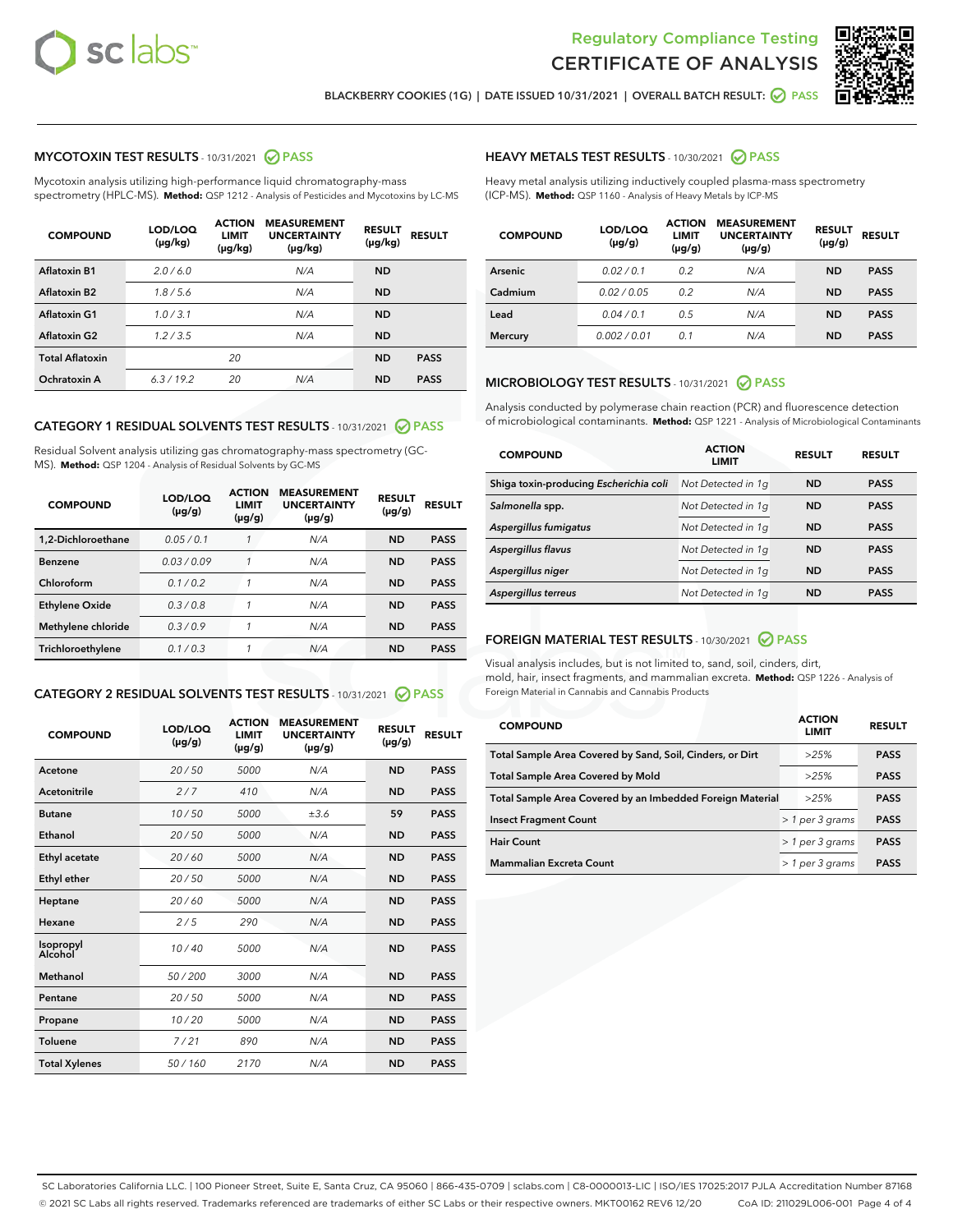Regulatory Compliance Testing

# CERTIFICATE OF ANALYSIS

BLACKBERRY COOKIES (1G) | DATE ISSUED 10/31/2021 | OVERALL BATCH RESULT: PASS

## MYCOTOXIN TEST RESULTS - 10/31/2021 PASS

Mycotoxin analysis utilizing high-performance liquid chromatography-mass spectrometry (HPLC-MS). **Method:** QSP 1212 - Analysis of Pesticides and Mycotoxins by LC-MS

| COMPOUND | LOD/LOQ (µg/kg) | ACTION LIMIT (µg/kg) | MEASUREMENT UNCERTAINTY (µg/kg) | RESULT (µg/kg) | RESULT |
|---|---|---|---|---|---|
| Aflatoxin B1 | 2.0 / 6.0 | | N/A | ND | |
| Aflatoxin B2 | 1.8 / 5.6 | | N/A | ND | |
| Aflatoxin G1 | 1.0 / 3.1 | | N/A | ND | |
| Aflatoxin G2 | 1.2 / 3.5 | | N/A | ND | |
| Total Aflatoxin | | 20 | | ND | PASS |
| Ochratoxin A | 6.3 / 19.2 | 20 | N/A | ND | PASS |

## CATEGORY 1 RESIDUAL SOLVENTS TEST RESULTS - 10/31/2021 PASS

Residual Solvent analysis utilizing gas chromatography-mass spectrometry (GC-MS). **Method:** QSP 1204 - Analysis of Residual Solvents by GC-MS

| COMPOUND | LOD/LOQ (µg/g) | ACTION LIMIT (µg/g) | MEASUREMENT UNCERTAINTY (µg/g) | RESULT (µg/g) | RESULT |
|---|---|---|---|---|---|
| 1,2-Dichloroethane | 0.05 / 0.1 | 1 | N/A | ND | PASS |
| Benzene | 0.03 / 0.09 | 1 | N/A | ND | PASS |
| Chloroform | 0.1 / 0.2 | 1 | N/A | ND | PASS |
| Ethylene Oxide | 0.3 / 0.8 | 1 | N/A | ND | PASS |
| Methylene chloride | 0.3 / 0.9 | 1 | N/A | ND | PASS |
| Trichloroethylene | 0.1 / 0.3 | 1 | N/A | ND | PASS |

## CATEGORY 2 RESIDUAL SOLVENTS TEST RESULTS - 10/31/2021 PASS

| COMPOUND | LOD/LOQ (µg/g) | ACTION LIMIT (µg/g) | MEASUREMENT UNCERTAINTY (µg/g) | RESULT (µg/g) | RESULT |
|---|---|---|---|---|---|
| Acetone | 20 / 50 | 5000 | N/A | ND | PASS |
| Acetonitrile | 2 / 7 | 410 | N/A | ND | PASS |
| Butane | 10 / 50 | 5000 | ±3.6 | 59 | PASS |
| Ethanol | 20 / 50 | 5000 | N/A | ND | PASS |
| Ethyl acetate | 20 / 60 | 5000 | N/A | ND | PASS |
| Ethyl ether | 20 / 50 | 5000 | N/A | ND | PASS |
| Heptane | 20 / 60 | 5000 | N/A | ND | PASS |
| Hexane | 2 / 5 | 290 | N/A | ND | PASS |
| Isopropyl Alcohol | 10 / 40 | 5000 | N/A | ND | PASS |
| Methanol | 50 / 200 | 3000 | N/A | ND | PASS |
| Pentane | 20 / 50 | 5000 | N/A | ND | PASS |
| Propane | 10 / 20 | 5000 | N/A | ND | PASS |
| Toluene | 7 / 21 | 890 | N/A | ND | PASS |
| Total Xylenes | 50 / 160 | 2170 | N/A | ND | PASS |

## HEAVY METALS TEST RESULTS - 10/30/2021 PASS

Heavy metal analysis utilizing inductively coupled plasma-mass spectrometry (ICP-MS). **Method:** QSP 1160 - Analysis of Heavy Metals by ICP-MS

| COMPOUND | LOD/LOQ (µg/g) | ACTION LIMIT (µg/g) | MEASUREMENT UNCERTAINTY (µg/g) | RESULT (µg/g) | RESULT |
|---|---|---|---|---|---|
| Arsenic | 0.02 / 0.1 | 0.2 | N/A | ND | PASS |
| Cadmium | 0.02 / 0.05 | 0.2 | N/A | ND | PASS |
| Lead | 0.04 / 0.1 | 0.5 | N/A | ND | PASS |
| Mercury | 0.002 / 0.01 | 0.1 | N/A | ND | PASS |

## MICROBIOLOGY TEST RESULTS - 10/31/2021 PASS

Analysis conducted by polymerase chain reaction (PCR) and fluorescence detection of microbiological contaminants. **Method:** QSP 1221 - Analysis of Microbiological Contaminants

| COMPOUND | ACTION LIMIT | RESULT | RESULT |
|---|---|---|---|
| Shiga toxin-producing *Escherichia coli* | Not Detected in 1g | ND | PASS |
| *Salmonella* spp. | Not Detected in 1g | ND | PASS |
| *Aspergillus fumigatus* | Not Detected in 1g | ND | PASS |
| *Aspergillus flavus* | Not Detected in 1g | ND | PASS |
| *Aspergillus niger* | Not Detected in 1g | ND | PASS |
| *Aspergillus terreus* | Not Detected in 1g | ND | PASS |

## FOREIGN MATERIAL TEST RESULTS - 10/30/2021 PASS

Visual analysis includes, but is not limited to, sand, soil, cinders, dirt, mold, hair, insect fragments, and mammalian excreta. **Method:** QSP 1226 - Analysis of Foreign Material in Cannabis and Cannabis Products

| COMPOUND | ACTION LIMIT | RESULT |
|---|---|---|
| Total Sample Area Covered by Sand, Soil, Cinders, or Dirt | >25% | PASS |
| Total Sample Area Covered by Mold | >25% | PASS |
| Total Sample Area Covered by an Imbedded Foreign Material | >25% | PASS |
| Insect Fragment Count | > 1 per 3 grams | PASS |
| Hair Count | > 1 per 3 grams | PASS |
| Mammalian Excreta Count | > 1 per 3 grams | PASS |

SC Laboratories California LLC. | 100 Pioneer Street, Suite E, Santa Cruz, CA 95060 | 866-435-0709 | sclabs.com | C8-0000013-LIC | ISO/IES 17025:2017 PJLA Accreditation Number 87168
© 2021 SC Labs all rights reserved. Trademarks referenced are trademarks of either SC Labs or their respective owners. MKT00162 REV6 12/20 CoA ID: 211029L006-001